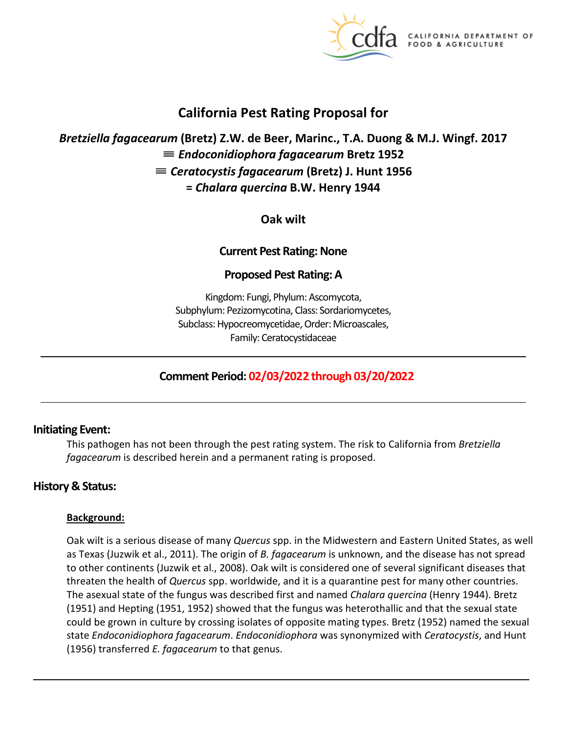# California Pest Rating Proposal for

## *Bretziella fagacearum* (Bretz) Z.W. de Beer, Marinc., T.A. Duong & M.J. Wingf. 2017
## ≡ *Endoconidiophora fagacearum* Bretz 1952
## ≡ *Ceratocystis fagacearum* (Bretz) J. Hunt 1956
## = *Chalara quercina* B.W. Henry 1944

**Oak wilt**

**Current Pest Rating: None**

**Proposed Pest Rating: A**

Kingdom: Fungi, Phylum: Ascomycota,
Subphylum: Pezizomycotina, Class: Sordariomycetes,
Subclass: Hypocreomycetidae, Order: Microascales,
Family: Ceratocystidaceae

---

**Comment Period: 02/03/2022 through 03/20/2022**

---

## Initiating Event:

This pathogen has not been through the pest rating system. The risk to California from *Bretziella fagacearum* is described herein and a permanent rating is proposed.

## History & Status:

### Background:

Oak wilt is a serious disease of many *Quercus* spp. in the Midwestern and Eastern United States, as well as Texas (Juzwik et al., 2011). The origin of *B. fagacearum* is unknown, and the disease has not spread to other continents (Juzwik et al., 2008). Oak wilt is considered one of several significant diseases that threaten the health of *Quercus* spp. worldwide, and it is a quarantine pest for many other countries. The asexual state of the fungus was described first and named *Chalara quercina* (Henry 1944). Bretz (1951) and Hepting (1951, 1952) showed that the fungus was heterothallic and that the sexual state could be grown in culture by crossing isolates of opposite mating types. Bretz (1952) named the sexual state *Endoconidiophora fagacearum*. *Endoconidiophora* was synonymized with *Ceratocystis*, and Hunt (1956) transferred *E. fagacearum* to that genus.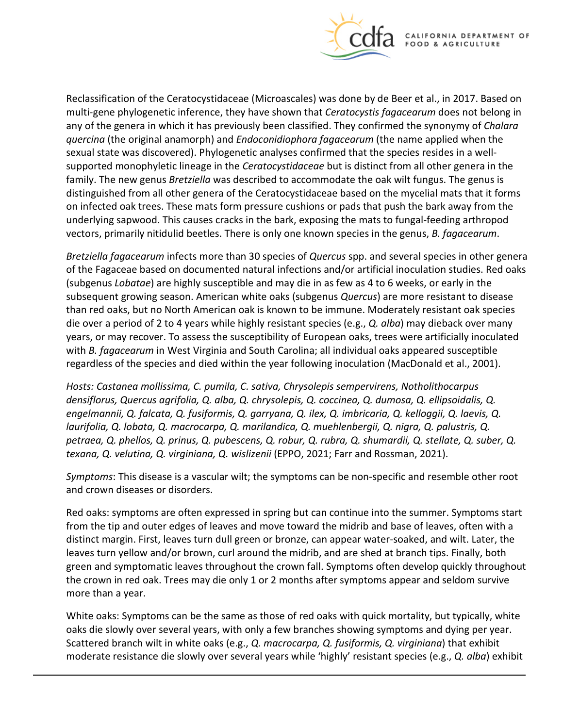Reclassification of the Ceratocystidaceae (Microascales) was done by de Beer et al., in 2017. Based on multi-gene phylogenetic inference, they have shown that *Ceratocystis fagacearum* does not belong in any of the genera in which it has previously been classified. They confirmed the synonymy of *Chalara quercina* (the original anamorph) and *Endoconidiophora fagacearum* (the name applied when the sexual state was discovered). Phylogenetic analyses confirmed that the species resides in a well-supported monophyletic lineage in the *Ceratocystidaceae* but is distinct from all other genera in the family. The new genus *Bretziella* was described to accommodate the oak wilt fungus. The genus is distinguished from all other genera of the Ceratocystidaceae based on the mycelial mats that it forms on infected oak trees. These mats form pressure cushions or pads that push the bark away from the underlying sapwood. This causes cracks in the bark, exposing the mats to fungal-feeding arthropod vectors, primarily nitidulid beetles. There is only one known species in the genus, *B. fagacearum*.

*Bretziella fagacearum* infects more than 30 species of *Quercus* spp. and several species in other genera of the Fagaceae based on documented natural infections and/or artificial inoculation studies. Red oaks (subgenus *Lobatae*) are highly susceptible and may die in as few as 4 to 6 weeks, or early in the subsequent growing season. American white oaks (subgenus *Quercus*) are more resistant to disease than red oaks, but no North American oak is known to be immune. Moderately resistant oak species die over a period of 2 to 4 years while highly resistant species (e.g., *Q. alba*) may dieback over many years, or may recover. To assess the susceptibility of European oaks, trees were artificially inoculated with *B. fagacearum* in West Virginia and South Carolina; all individual oaks appeared susceptible regardless of the species and died within the year following inoculation (MacDonald et al., 2001).

*Hosts: Castanea mollissima, C. pumila, C. sativa, Chrysolepis sempervirens, Notholithocarpus densiflorus, Quercus agrifolia, Q. alba, Q. chrysolepis, Q. coccinea, Q. dumosa, Q. ellipsoidalis, Q. engelmannii, Q. falcata, Q. fusiformis, Q. garryana, Q. ilex, Q. imbricaria, Q. kelloggii, Q. laevis, Q. laurifolia, Q. lobata, Q. macrocarpa, Q. marilandica, Q. muehlenbergii, Q. nigra, Q. palustris, Q. petraea, Q. phellos, Q. prinus, Q. pubescens, Q. robur, Q. rubra, Q. shumardii, Q. stellate, Q. suber, Q. texana, Q. velutina, Q. virginiana, Q. wislizenii* (EPPO, 2021; Farr and Rossman, 2021).

*Symptoms*: This disease is a vascular wilt; the symptoms can be non-specific and resemble other root and crown diseases or disorders.

Red oaks: symptoms are often expressed in spring but can continue into the summer. Symptoms start from the tip and outer edges of leaves and move toward the midrib and base of leaves, often with a distinct margin. First, leaves turn dull green or bronze, can appear water-soaked, and wilt. Later, the leaves turn yellow and/or brown, curl around the midrib, and are shed at branch tips. Finally, both green and symptomatic leaves throughout the crown fall. Symptoms often develop quickly throughout the crown in red oak. Trees may die only 1 or 2 months after symptoms appear and seldom survive more than a year.

White oaks: Symptoms can be the same as those of red oaks with quick mortality, but typically, white oaks die slowly over several years, with only a few branches showing symptoms and dying per year. Scattered branch wilt in white oaks (e.g., *Q. macrocarpa, Q. fusiformis, Q. virginiana*) that exhibit moderate resistance die slowly over several years while 'highly' resistant species (e.g., *Q. alba*) exhibit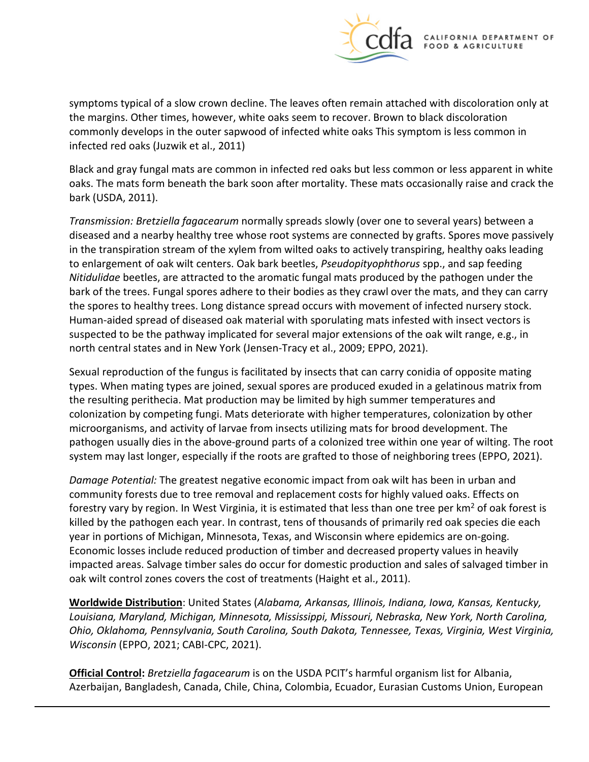symptoms typical of a slow crown decline. The leaves often remain attached with discoloration only at the margins. Other times, however, white oaks seem to recover. Brown to black discoloration commonly develops in the outer sapwood of infected white oaks This symptom is less common in infected red oaks (Juzwik et al., 2011)

Black and gray fungal mats are common in infected red oaks but less common or less apparent in white oaks. The mats form beneath the bark soon after mortality. These mats occasionally raise and crack the bark (USDA, 2011).

*Transmission: Bretziella fagacearum* normally spreads slowly (over one to several years) between a diseased and a nearby healthy tree whose root systems are connected by grafts. Spores move passively in the transpiration stream of the xylem from wilted oaks to actively transpiring, healthy oaks leading to enlargement of oak wilt centers. Oak bark beetles, *Pseudopityophthorus* spp., and sap feeding *Nitidulidae* beetles, are attracted to the aromatic fungal mats produced by the pathogen under the bark of the trees. Fungal spores adhere to their bodies as they crawl over the mats, and they can carry the spores to healthy trees. Long distance spread occurs with movement of infected nursery stock. Human-aided spread of diseased oak material with sporulating mats infested with insect vectors is suspected to be the pathway implicated for several major extensions of the oak wilt range, e.g., in north central states and in New York (Jensen-Tracy et al., 2009; EPPO, 2021).

Sexual reproduction of the fungus is facilitated by insects that can carry conidia of opposite mating types. When mating types are joined, sexual spores are produced exuded in a gelatinous matrix from the resulting perithecia. Mat production may be limited by high summer temperatures and colonization by competing fungi. Mats deteriorate with higher temperatures, colonization by other microorganisms, and activity of larvae from insects utilizing mats for brood development. The pathogen usually dies in the above-ground parts of a colonized tree within one year of wilting. The root system may last longer, especially if the roots are grafted to those of neighboring trees (EPPO, 2021).

*Damage Potential:* The greatest negative economic impact from oak wilt has been in urban and community forests due to tree removal and replacement costs for highly valued oaks. Effects on forestry vary by region. In West Virginia, it is estimated that less than one tree per km$^2$ of oak forest is killed by the pathogen each year. In contrast, tens of thousands of primarily red oak species die each year in portions of Michigan, Minnesota, Texas, and Wisconsin where epidemics are on-going. Economic losses include reduced production of timber and decreased property values in heavily impacted areas. Salvage timber sales do occur for domestic production and sales of salvaged timber in oak wilt control zones covers the cost of treatments (Haight et al., 2011).

**Worldwide Distribution**: United States (*Alabama, Arkansas, Illinois, Indiana, Iowa, Kansas, Kentucky, Louisiana, Maryland, Michigan, Minnesota, Mississippi, Missouri, Nebraska, New York, North Carolina, Ohio, Oklahoma, Pennsylvania, South Carolina, South Dakota, Tennessee, Texas, Virginia, West Virginia, Wisconsin* (EPPO, 2021; CABI-CPC, 2021).

**Official Control:** *Bretziella fagacearum* is on the USDA PCIT's harmful organism list for Albania, Azerbaijan, Bangladesh, Canada, Chile, China, Colombia, Ecuador, Eurasian Customs Union, European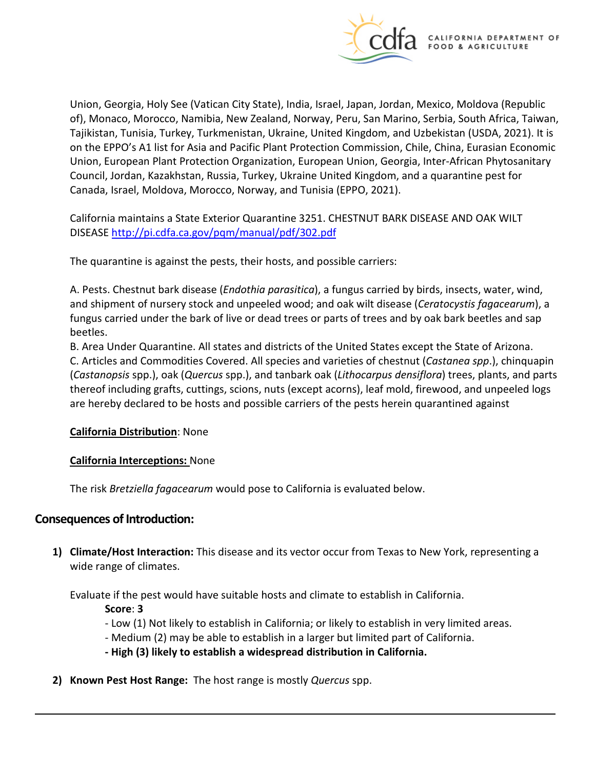Union, Georgia, Holy See (Vatican City State), India, Israel, Japan, Jordan, Mexico, Moldova (Republic of), Monaco, Morocco, Namibia, New Zealand, Norway, Peru, San Marino, Serbia, South Africa, Taiwan, Tajikistan, Tunisia, Turkey, Turkmenistan, Ukraine, United Kingdom, and Uzbekistan (USDA, 2021). It is on the EPPO's A1 list for Asia and Pacific Plant Protection Commission, Chile, China, Eurasian Economic Union, European Plant Protection Organization, European Union, Georgia, Inter-African Phytosanitary Council, Jordan, Kazakhstan, Russia, Turkey, Ukraine United Kingdom, and a quarantine pest for Canada, Israel, Moldova, Morocco, Norway, and Tunisia (EPPO, 2021).

California maintains a State Exterior Quarantine 3251. CHESTNUT BARK DISEASE AND OAK WILT DISEASE [http://pi.cdfa.ca.gov/pqm/manual/pdf/302.pdf](http://pi.cdfa.ca.gov/pqm/manual/pdf/302.pdf)

The quarantine is against the pests, their hosts, and possible carriers:

A. Pests. Chestnut bark disease (*Endothia parasitica*), a fungus carried by birds, insects, water, wind, and shipment of nursery stock and unpeeled wood; and oak wilt disease (*Ceratocystis fagacearum*), a fungus carried under the bark of live or dead trees or parts of trees and by oak bark beetles and sap beetles.
B. Area Under Quarantine. All states and districts of the United States except the State of Arizona.
C. Articles and Commodities Covered. All species and varieties of chestnut (*Castanea spp*.), chinquapin (*Castanopsis* spp.), oak (*Quercus* spp.), and tanbark oak (*Lithocarpus densiflora*) trees, plants, and parts thereof including grafts, cuttings, scions, nuts (except acorns), leaf mold, firewood, and unpeeled logs are hereby declared to be hosts and possible carriers of the pests herein quarantined against

**California Distribution**: None

**California Interceptions:** None

The risk *Bretziella fagacearum* would pose to California is evaluated below.

## Consequences of Introduction:

1) **Climate/Host Interaction:** This disease and its vector occur from Texas to New York, representing a wide range of climates.

   Evaluate if the pest would have suitable hosts and climate to establish in California.

   **Score**: **3**

   - Low (1) Not likely to establish in California; or likely to establish in very limited areas.
   - Medium (2) may be able to establish in a larger but limited part of California.
   - **High (3) likely to establish a widespread distribution in California.**

2) **Known Pest Host Range:** The host range is mostly *Quercus* spp.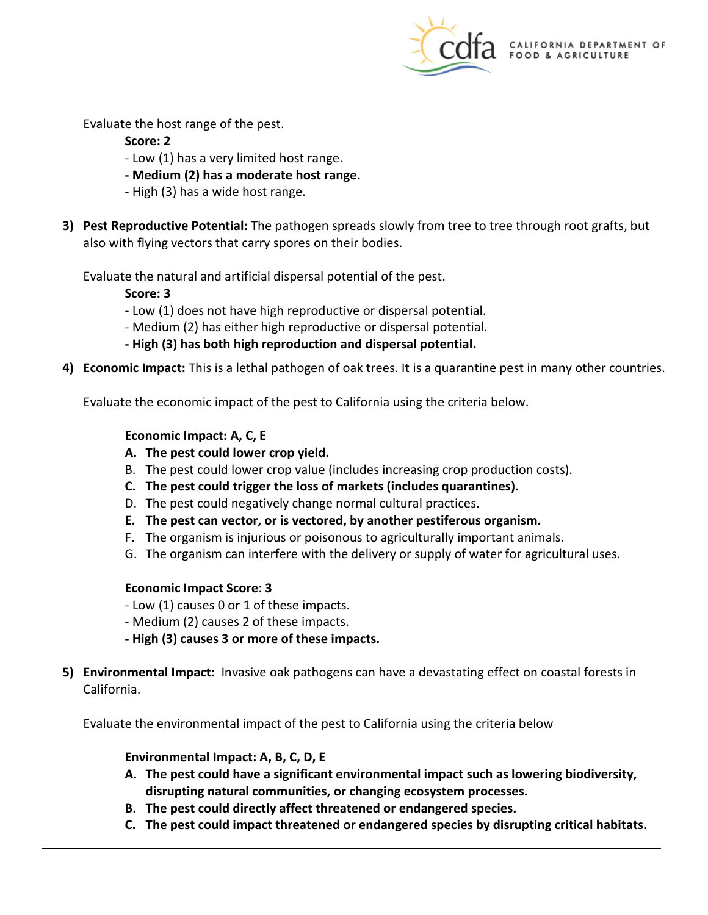Evaluate the host range of the pest.

**Score: 2**

- Low (1) has a very limited host range.
- **Medium (2) has a moderate host range.**
- High (3) has a wide host range.

3) **Pest Reproductive Potential:** The pathogen spreads slowly from tree to tree through root grafts, but also with flying vectors that carry spores on their bodies.

Evaluate the natural and artificial dispersal potential of the pest.

**Score: 3**

- Low (1) does not have high reproductive or dispersal potential.
- Medium (2) has either high reproductive or dispersal potential.
- **High (3) has both high reproduction and dispersal potential.**

4) **Economic Impact:** This is a lethal pathogen of oak trees. It is a quarantine pest in many other countries.

Evaluate the economic impact of the pest to California using the criteria below.

**Economic Impact: A, C, E**

A. **The pest could lower crop yield.**
B. The pest could lower crop value (includes increasing crop production costs).
C. **The pest could trigger the loss of markets (includes quarantines).**
D. The pest could negatively change normal cultural practices.
E. **The pest can vector, or is vectored, by another pestiferous organism.**
F. The organism is injurious or poisonous to agriculturally important animals.
G. The organism can interfere with the delivery or supply of water for agricultural uses.

**Economic Impact Score**: **3**

- Low (1) causes 0 or 1 of these impacts.
- Medium (2) causes 2 of these impacts.
- **High (3) causes 3 or more of these impacts.**

5) **Environmental Impact:** Invasive oak pathogens can have a devastating effect on coastal forests in California.

Evaluate the environmental impact of the pest to California using the criteria below

**Environmental Impact: A, B, C, D, E**

A. **The pest could have a significant environmental impact such as lowering biodiversity, disrupting natural communities, or changing ecosystem processes.**
B. **The pest could directly affect threatened or endangered species.**
C. **The pest could impact threatened or endangered species by disrupting critical habitats.**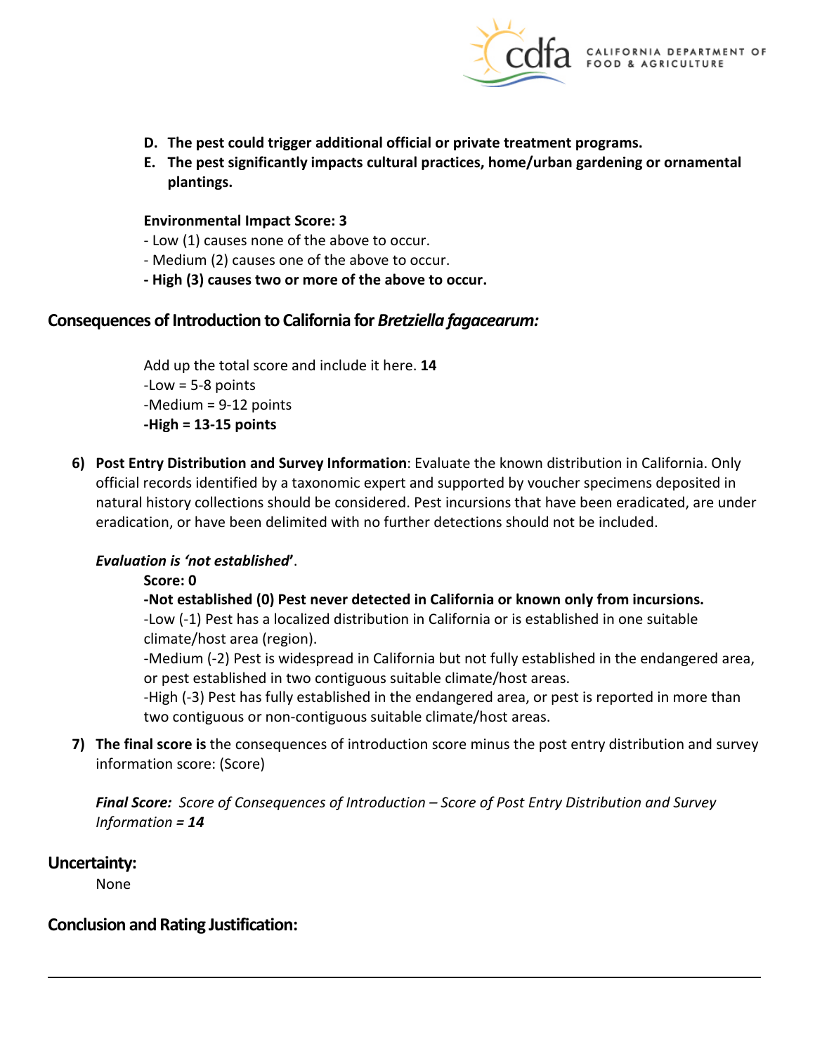**D. The pest could trigger additional official or private treatment programs.**

**E. The pest significantly impacts cultural practices, home/urban gardening or ornamental plantings.**

**Environmental Impact Score: 3**

- Low (1) causes none of the above to occur.
- Medium (2) causes one of the above to occur.
- **High (3) causes two or more of the above to occur.**

## Consequences of Introduction to California for *Bretziella fagacearum:*

Add up the total score and include it here. **14**

-Low = 5-8 points

-Medium = 9-12 points

**-High = 13-15 points**

6) **Post Entry Distribution and Survey Information**: Evaluate the known distribution in California. Only official records identified by a taxonomic expert and supported by voucher specimens deposited in natural history collections should be considered. Pest incursions that have been eradicated, are under eradication, or have been delimited with no further detections should not be included.

   ***Evaluation is 'not established'***.

   **Score: 0**

   **-Not established (0) Pest never detected in California or known only from incursions.**

   -Low (-1) Pest has a localized distribution in California or is established in one suitable climate/host area (region).

   -Medium (-2) Pest is widespread in California but not fully established in the endangered area, or pest established in two contiguous suitable climate/host areas.

   -High (-3) Pest has fully established in the endangered area, or pest is reported in more than two contiguous or non-contiguous suitable climate/host areas.

7) **The final score is** the consequences of introduction score minus the post entry distribution and survey information score: (Score)

   ***Final Score:*** *Score of Consequences of Introduction – Score of Post Entry Distribution and Survey Information* ***= 14***

## Uncertainty:

None

## Conclusion and Rating Justification: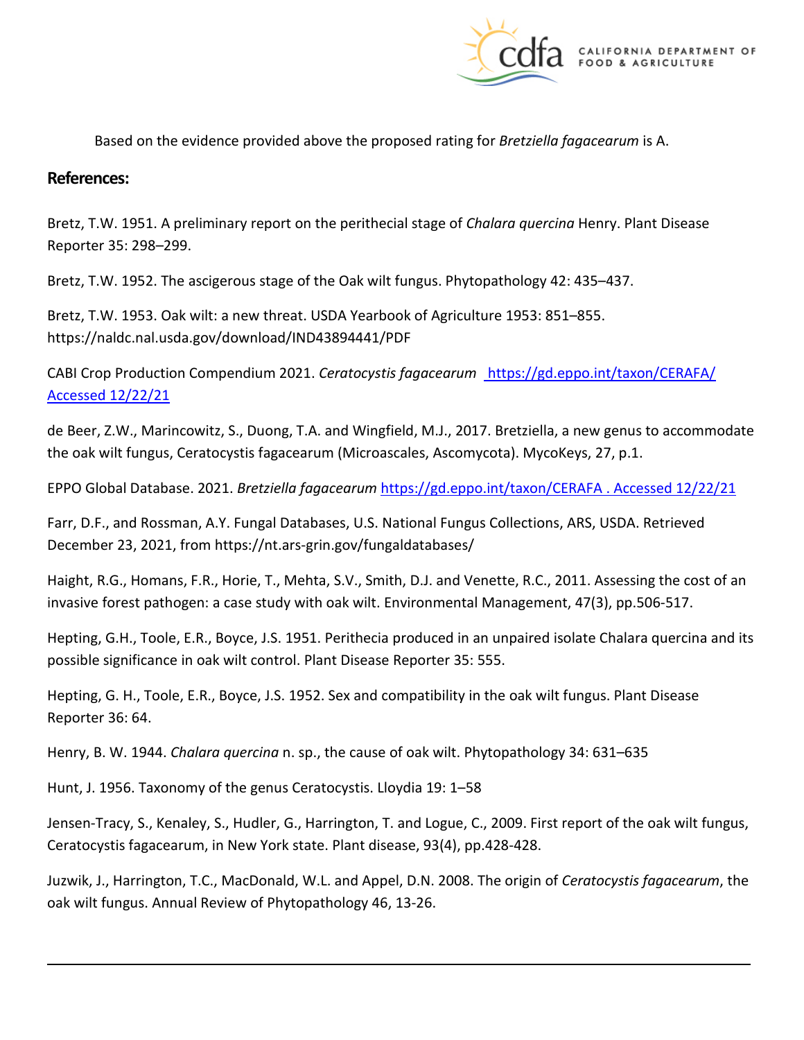Based on the evidence provided above the proposed rating for *Bretziella fagacearum* is A.

## References:

Bretz, T.W. 1951. A preliminary report on the perithecial stage of *Chalara quercina* Henry. Plant Disease Reporter 35: 298–299.

Bretz, T.W. 1952. The ascigerous stage of the Oak wilt fungus. Phytopathology 42: 435–437.

Bretz, T.W. 1953. Oak wilt: a new threat. USDA Yearbook of Agriculture 1953: 851–855. https://naldc.nal.usda.gov/download/IND43894441/PDF

CABI Crop Production Compendium 2021. *Ceratocystis fagacearum* https://gd.eppo.int/taxon/CERAFA/ Accessed 12/22/21

de Beer, Z.W., Marincowitz, S., Duong, T.A. and Wingfield, M.J., 2017. Bretziella, a new genus to accommodate the oak wilt fungus, Ceratocystis fagacearum (Microascales, Ascomycota). MycoKeys, 27, p.1.

EPPO Global Database. 2021. *Bretziella fagacearum* https://gd.eppo.int/taxon/CERAFA . Accessed 12/22/21

Farr, D.F., and Rossman, A.Y. Fungal Databases, U.S. National Fungus Collections, ARS, USDA. Retrieved December 23, 2021, from https://nt.ars-grin.gov/fungaldatabases/

Haight, R.G., Homans, F.R., Horie, T., Mehta, S.V., Smith, D.J. and Venette, R.C., 2011. Assessing the cost of an invasive forest pathogen: a case study with oak wilt. Environmental Management, 47(3), pp.506-517.

Hepting, G.H., Toole, E.R., Boyce, J.S. 1951. Perithecia produced in an unpaired isolate Chalara quercina and its possible significance in oak wilt control. Plant Disease Reporter 35: 555.

Hepting, G. H., Toole, E.R., Boyce, J.S. 1952. Sex and compatibility in the oak wilt fungus. Plant Disease Reporter 36: 64.

Henry, B. W. 1944. *Chalara quercina* n. sp., the cause of oak wilt. Phytopathology 34: 631–635

Hunt, J. 1956. Taxonomy of the genus Ceratocystis. Lloydia 19: 1–58

Jensen-Tracy, S., Kenaley, S., Hudler, G., Harrington, T. and Logue, C., 2009. First report of the oak wilt fungus, Ceratocystis fagacearum, in New York state. Plant disease, 93(4), pp.428-428.

Juzwik, J., Harrington, T.C., MacDonald, W.L. and Appel, D.N. 2008. The origin of *Ceratocystis fagacearum*, the oak wilt fungus. Annual Review of Phytopathology 46, 13-26.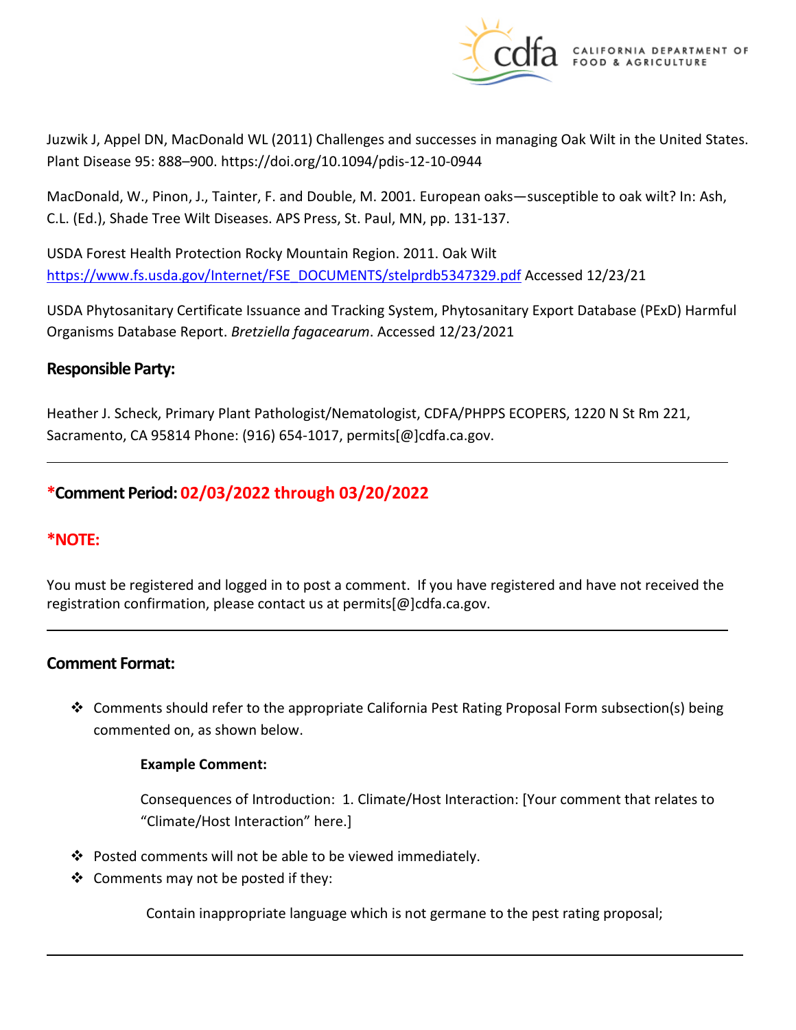Juzwik J, Appel DN, MacDonald WL (2011) Challenges and successes in managing Oak Wilt in the United States. Plant Disease 95: 888–900. https://doi.org/10.1094/pdis-12-10-0944

MacDonald, W., Pinon, J., Tainter, F. and Double, M. 2001. European oaks—susceptible to oak wilt? In: Ash, C.L. (Ed.), Shade Tree Wilt Diseases. APS Press, St. Paul, MN, pp. 131-137.

USDA Forest Health Protection Rocky Mountain Region. 2011. Oak Wilt https://www.fs.usda.gov/Internet/FSE_DOCUMENTS/stelprdb5347329.pdf Accessed 12/23/21

USDA Phytosanitary Certificate Issuance and Tracking System, Phytosanitary Export Database (PExD) Harmful Organisms Database Report. *Bretziella fagacearum*. Accessed 12/23/2021

## Responsible Party:

Heather J. Scheck, Primary Plant Pathologist/Nematologist, CDFA/PHPPS ECOPERS, 1220 N St Rm 221, Sacramento, CA 95814 Phone: (916) 654-1017, permits[@]cdfa.ca.gov.

---

## *Comment Period: 02/03/2022 through 03/20/2022

## *NOTE:

You must be registered and logged in to post a comment. If you have registered and have not received the registration confirmation, please contact us at permits[@]cdfa.ca.gov.

---

## Comment Format:

- Comments should refer to the appropriate California Pest Rating Proposal Form subsection(s) being commented on, as shown below.

  **Example Comment:**

  Consequences of Introduction: 1. Climate/Host Interaction: [Your comment that relates to "Climate/Host Interaction" here.]

- Posted comments will not be able to be viewed immediately.
- Comments may not be posted if they:

  Contain inappropriate language which is not germane to the pest rating proposal;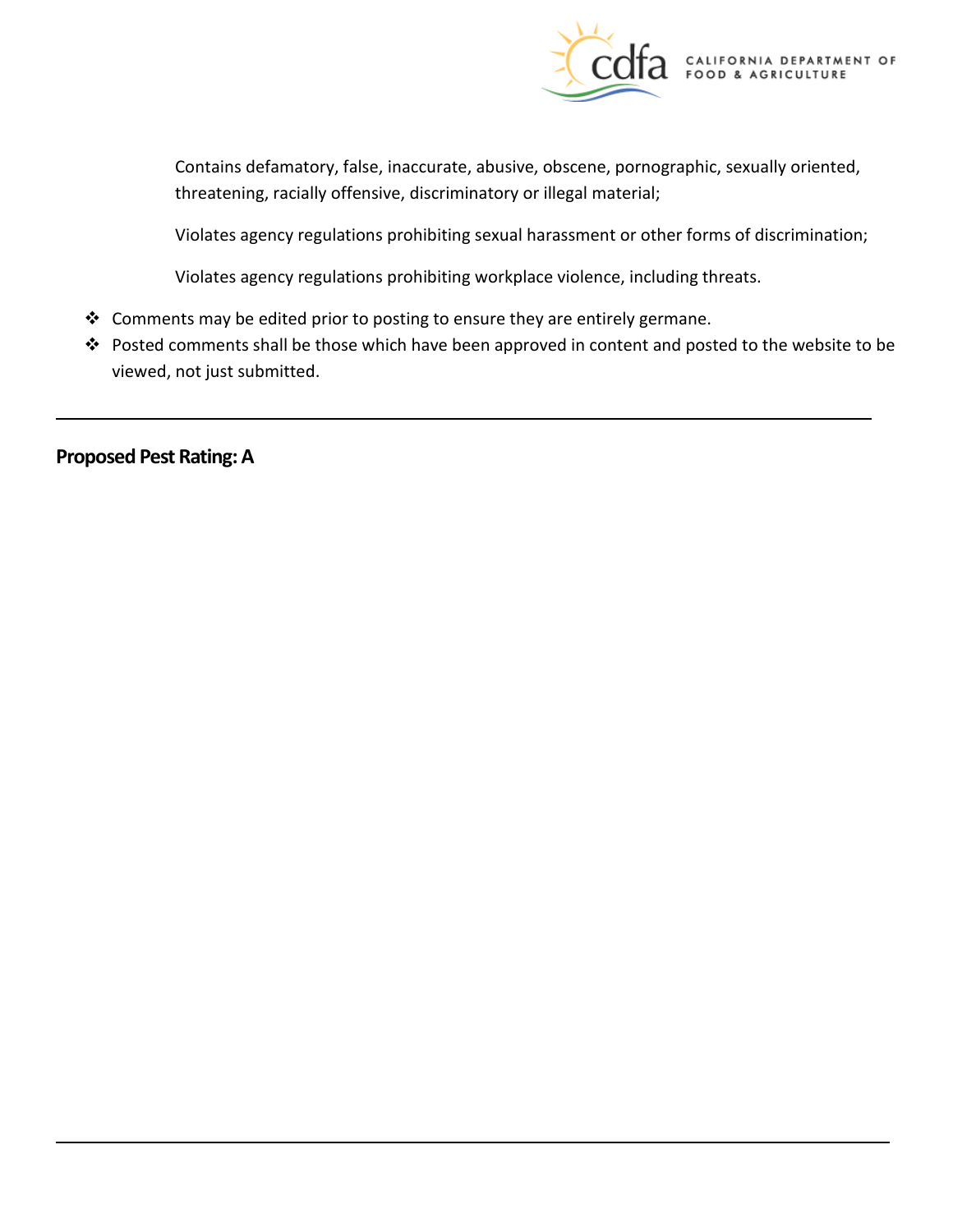Contains defamatory, false, inaccurate, abusive, obscene, pornographic, sexually oriented, threatening, racially offensive, discriminatory or illegal material;

Violates agency regulations prohibiting sexual harassment or other forms of discrimination;

Violates agency regulations prohibiting workplace violence, including threats.

- Comments may be edited prior to posting to ensure they are entirely germane.
- Posted comments shall be those which have been approved in content and posted to the website to be viewed, not just submitted.

---

**Proposed Pest Rating: A**

---